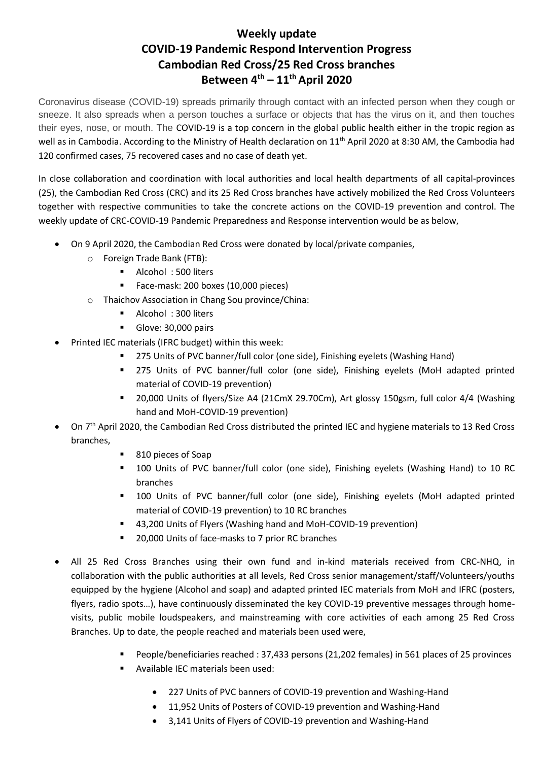# Weekly update
# COVID-19 Pandemic Respond Intervention Progress
# Cambodian Red Cross/25 Red Cross branches
# Between 4th – 11th April 2020

Coronavirus disease (COVID-19) spreads primarily through contact with an infected person when they cough or sneeze. It also spreads when a person touches a surface or objects that has the virus on it, and then touches their eyes, nose, or mouth. The COVID-19 is a top concern in the global public health either in the tropic region as well as in Cambodia. According to the Ministry of Health declaration on 11th April 2020 at 8:30 AM, the Cambodia had 120 confirmed cases, 75 recovered cases and no case of death yet.

In close collaboration and coordination with local authorities and local health departments of all capital-provinces (25), the Cambodian Red Cross (CRC) and its 25 Red Cross branches have actively mobilized the Red Cross Volunteers together with respective communities to take the concrete actions on the COVID-19 prevention and control. The weekly update of CRC-COVID-19 Pandemic Preparedness and Response intervention would be as below,

- On 9 April 2020, the Cambodian Red Cross were donated by local/private companies,
  - Foreign Trade Bank (FTB):
    - Alcohol : 500 liters
    - Face-mask: 200 boxes (10,000 pieces)
  - Thaichov Association in Chang Sou province/China:
    - Alcohol : 300 liters
    - Glove: 30,000 pairs
- Printed IEC materials (IFRC budget) within this week:
    - 275 Units of PVC banner/full color (one side), Finishing eyelets (Washing Hand)
    - 275 Units of PVC banner/full color (one side), Finishing eyelets (MoH adapted printed material of COVID-19 prevention)
    - 20,000 Units of flyers/Size A4 (21CmX 29.70Cm), Art glossy 150gsm, full color 4/4 (Washing hand and MoH-COVID-19 prevention)
- On 7th April 2020, the Cambodian Red Cross distributed the printed IEC and hygiene materials to 13 Red Cross branches,
    - 810 pieces of Soap
    - 100 Units of PVC banner/full color (one side), Finishing eyelets (Washing Hand) to 10 RC branches
    - 100 Units of PVC banner/full color (one side), Finishing eyelets (MoH adapted printed material of COVID-19 prevention) to 10 RC branches
    - 43,200 Units of Flyers (Washing hand and MoH-COVID-19 prevention)
    - 20,000 Units of face-masks to 7 prior RC branches
- All 25 Red Cross Branches using their own fund and in-kind materials received from CRC-NHQ, in collaboration with the public authorities at all levels, Red Cross senior management/staff/Volunteers/youths equipped by the hygiene (Alcohol and soap) and adapted printed IEC materials from MoH and IFRC (posters, flyers, radio spots…), have continuously disseminated the key COVID-19 preventive messages through home-visits, public mobile loudspeakers, and mainstreaming with core activities of each among 25 Red Cross Branches. Up to date, the people reached and materials been used were,
    - People/beneficiaries reached : 37,433 persons (21,202 females) in 561 places of 25 provinces
    - Available IEC materials been used:
      - 227 Units of PVC banners of COVID-19 prevention and Washing-Hand
      - 11,952 Units of Posters of COVID-19 prevention and Washing-Hand
      - 3,141 Units of Flyers of COVID-19 prevention and Washing-Hand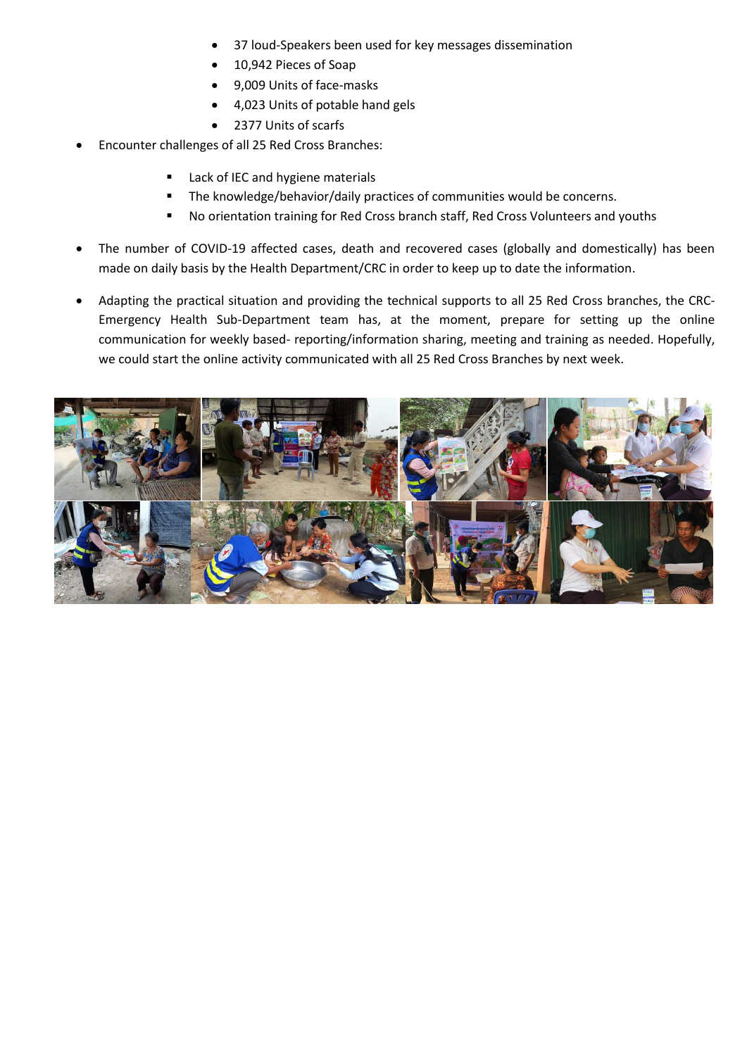- 37 loud-Speakers been used for key messages dissemination
- 10,942 Pieces of Soap
- 9,009 Units of face-masks
- 4,023 Units of potable hand gels
- 2377 Units of scarfs

- Encounter challenges of all 25 Red Cross Branches:
    - Lack of IEC and hygiene materials
    - The knowledge/behavior/daily practices of communities would be concerns.
    - No orientation training for Red Cross branch staff, Red Cross Volunteers and youths

- The number of COVID-19 affected cases, death and recovered cases (globally and domestically) has been made on daily basis by the Health Department/CRC in order to keep up to date the information.

- Adapting the practical situation and providing the technical supports to all 25 Red Cross branches, the CRC-Emergency Health Sub-Department team has, at the moment, prepare for setting up the online communication for weekly based- reporting/information sharing, meeting and training as needed. Hopefully, we could start the online activity communicated with all 25 Red Cross Branches by next week.